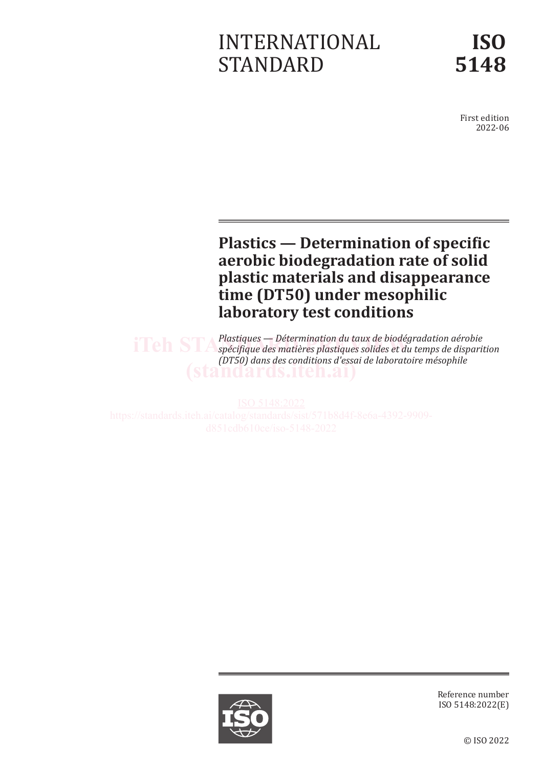# INTERNATIONAL STANDARD

# ISO 5148

First edition
2022-06

## Plastics — Determination of specific aerobic biodegradation rate of solid plastic materials and disappearance time (DT50) under mesophilic laboratory test conditions

*Plastiques — Détermination du taux de biodégradation aérobie spécifique des matières plastiques solides et du temps de disparition (DT50) dans des conditions d'essai de laboratoire mésophile*

Reference number
ISO 5148:2022(E)

© ISO 2022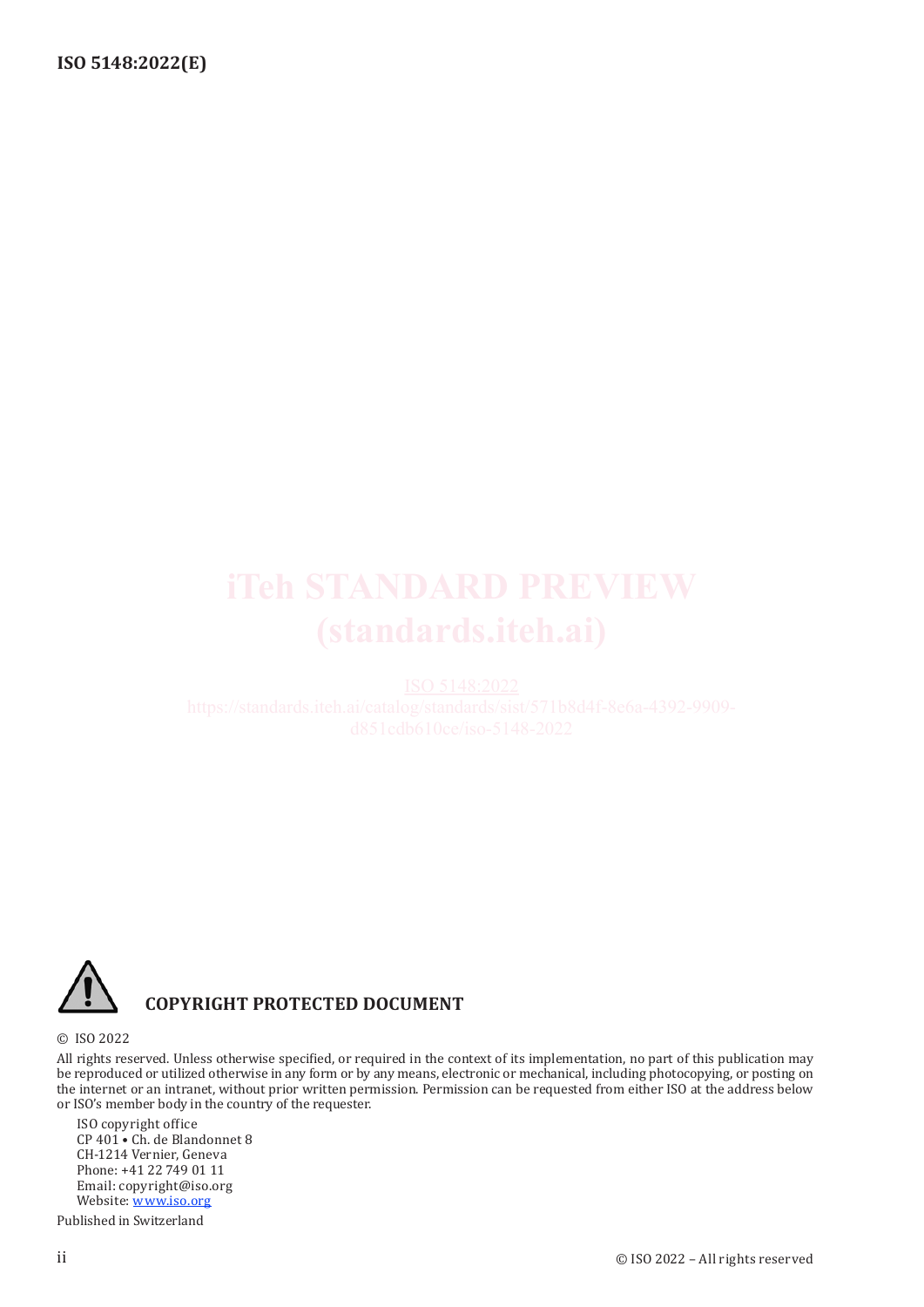**COPYRIGHT PROTECTED DOCUMENT**

© ISO 2022

All rights reserved. Unless otherwise specified, or required in the context of its implementation, no part of this publication may be reproduced or utilized otherwise in any form or by any means, electronic or mechanical, including photocopying, or posting on the internet or an intranet, without prior written permission. Permission can be requested from either ISO at the address below or ISO's member body in the country of the requester.

ISO copyright office
CP 401 • Ch. de Blandonnet 8
CH-1214 Vernier, Geneva
Phone: +41 22 749 01 11
Email: copyright@iso.org
Website: www.iso.org

Published in Switzerland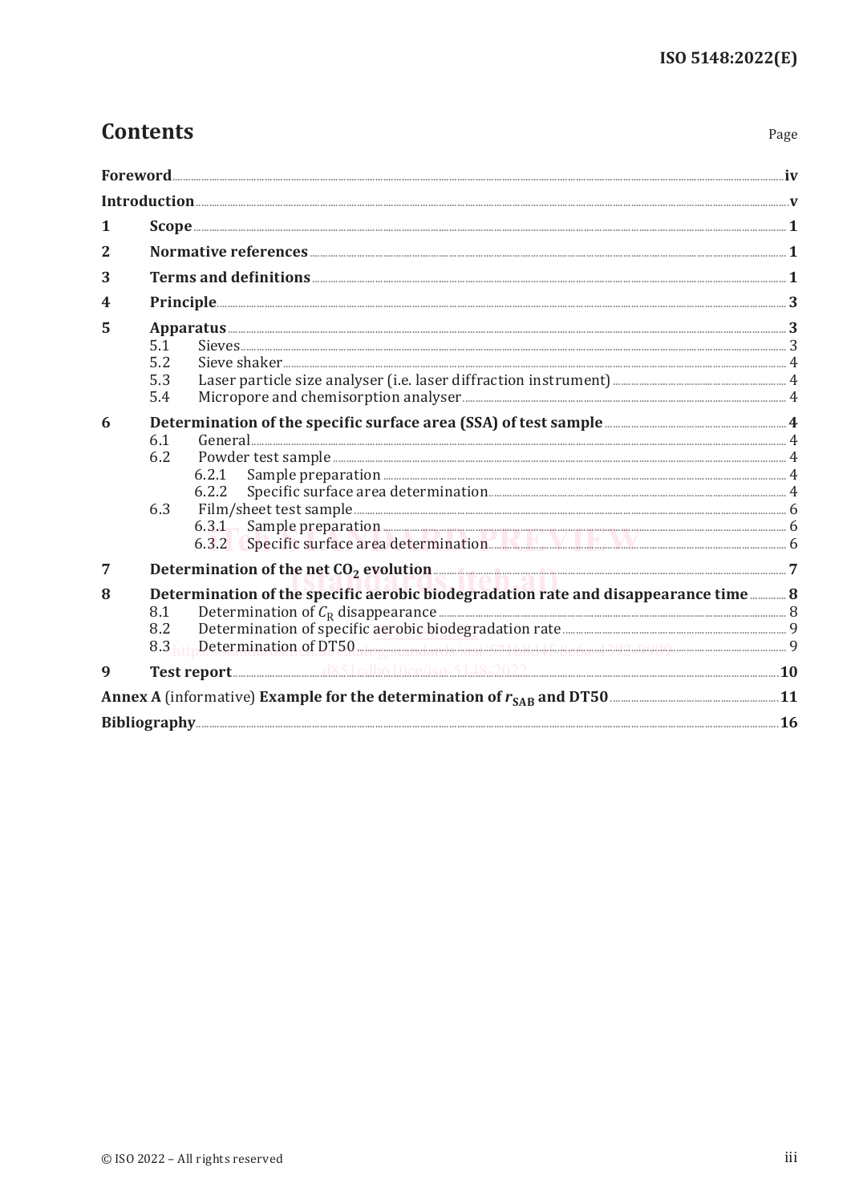# Contents

Page

| | | |
|---|---|---|
| **Foreword** | | **iv** |
| **Introduction** | | **v** |
| **1** | **Scope** | **1** |
| **2** | **Normative references** | **1** |
| **3** | **Terms and definitions** | **1** |
| **4** | **Principle** | **3** |
| **5** | **Apparatus** | **3** |
| 5.1 | Sieves | 3 |
| 5.2 | Sieve shaker | 4 |
| 5.3 | Laser particle size analyser (i.e. laser diffraction instrument) | 4 |
| 5.4 | Micropore and chemisorption analyser | 4 |
| **6** | **Determination of the specific surface area (SSA) of test sample** | **4** |
| 6.1 | General | 4 |
| 6.2 | Powder test sample | 4 |
| 6.2.1 | Sample preparation | 4 |
| 6.2.2 | Specific surface area determination | 4 |
| 6.3 | Film/sheet test sample | 6 |
| 6.3.1 | Sample preparation | 6 |
| 6.3.2 | Specific surface area determination | 6 |
| **7** | **Determination of the net $CO_2$ evolution** | **7** |
| **8** | **Determination of the specific aerobic biodegradation rate and disappearance time** | **8** |
| 8.1 | Determination of $C_R$ disappearance | 8 |
| 8.2 | Determination of specific aerobic biodegradation rate | 9 |
| 8.3 | Determination of DT50 | 9 |
| **9** | **Test report** | **10** |
| **Annex A** (informative) **Example for the determination of $r_{SAB}$ and DT50** | | **11** |
| **Bibliography** | | **16** |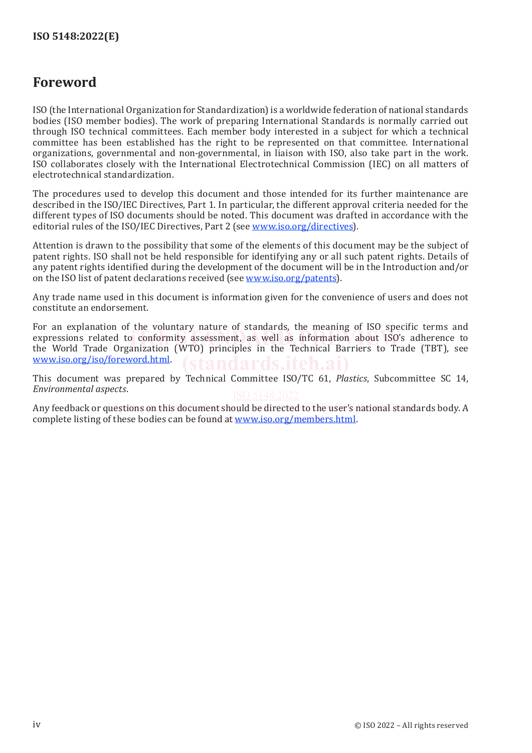# Foreword

ISO (the International Organization for Standardization) is a worldwide federation of national standards bodies (ISO member bodies). The work of preparing International Standards is normally carried out through ISO technical committees. Each member body interested in a subject for which a technical committee has been established has the right to be represented on that committee. International organizations, governmental and non-governmental, in liaison with ISO, also take part in the work. ISO collaborates closely with the International Electrotechnical Commission (IEC) on all matters of electrotechnical standardization.

The procedures used to develop this document and those intended for its further maintenance are described in the ISO/IEC Directives, Part 1. In particular, the different approval criteria needed for the different types of ISO documents should be noted. This document was drafted in accordance with the editorial rules of the ISO/IEC Directives, Part 2 (see www.iso.org/directives).

Attention is drawn to the possibility that some of the elements of this document may be the subject of patent rights. ISO shall not be held responsible for identifying any or all such patent rights. Details of any patent rights identified during the development of the document will be in the Introduction and/or on the ISO list of patent declarations received (see www.iso.org/patents).

Any trade name used in this document is information given for the convenience of users and does not constitute an endorsement.

For an explanation of the voluntary nature of standards, the meaning of ISO specific terms and expressions related to conformity assessment, as well as information about ISO's adherence to the World Trade Organization (WTO) principles in the Technical Barriers to Trade (TBT), see www.iso.org/iso/foreword.html.

This document was prepared by Technical Committee ISO/TC 61, *Plastics*, Subcommittee SC 14, *Environmental aspects*.

Any feedback or questions on this document should be directed to the user's national standards body. A complete listing of these bodies can be found at www.iso.org/members.html.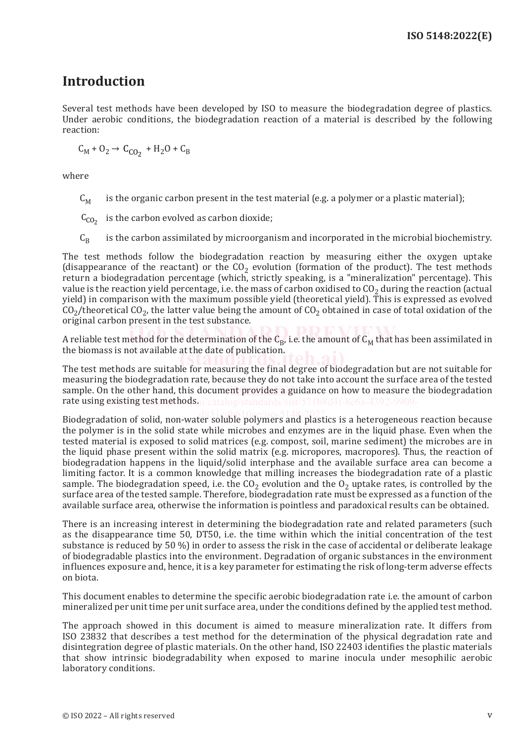# Introduction

Several test methods have been developed by ISO to measure the biodegradation degree of plastics. Under aerobic conditions, the biodegradation reaction of a material is described by the following reaction:

$$C_M + O_2 \rightarrow C_{CO_2} + H_2O + C_B$$

where

$C_M$ is the organic carbon present in the test material (e.g. a polymer or a plastic material);

$C_{CO_2}$ is the carbon evolved as carbon dioxide;

$C_B$ is the carbon assimilated by microorganism and incorporated in the microbial biochemistry.

The test methods follow the biodegradation reaction by measuring either the oxygen uptake (disappearance of the reactant) or the $CO_2$ evolution (formation of the product). The test methods return a biodegradation percentage (which, strictly speaking, is a "mineralization" percentage). This value is the reaction yield percentage, i.e. the mass of carbon oxidised to $CO_2$ during the reaction (actual yield) in comparison with the maximum possible yield (theoretical yield). This is expressed as evolved $CO_2$/theoretical $CO_2$, the latter value being the amount of $CO_2$ obtained in case of total oxidation of the original carbon present in the test substance.

A reliable test method for the determination of the $C_B$, i.e. the amount of $C_M$ that has been assimilated in the biomass is not available at the date of publication.

The test methods are suitable for measuring the final degree of biodegradation but are not suitable for measuring the biodegradation rate, because they do not take into account the surface area of the tested sample. On the other hand, this document provides a guidance on how to measure the biodegradation rate using existing test methods.

Biodegradation of solid, non-water soluble polymers and plastics is a heterogeneous reaction because the polymer is in the solid state while microbes and enzymes are in the liquid phase. Even when the tested material is exposed to solid matrices (e.g. compost, soil, marine sediment) the microbes are in the liquid phase present within the solid matrix (e.g. micropores, macropores). Thus, the reaction of biodegradation happens in the liquid/solid interphase and the available surface area can become a limiting factor. It is a common knowledge that milling increases the biodegradation rate of a plastic sample. The biodegradation speed, i.e. the $CO_2$ evolution and the $O_2$ uptake rates, is controlled by the surface area of the tested sample. Therefore, biodegradation rate must be expressed as a function of the available surface area, otherwise the information is pointless and paradoxical results can be obtained.

There is an increasing interest in determining the biodegradation rate and related parameters (such as the disappearance time 50, DT50, i.e. the time within which the initial concentration of the test substance is reduced by 50 %) in order to assess the risk in the case of accidental or deliberate leakage of biodegradable plastics into the environment. Degradation of organic substances in the environment influences exposure and, hence, it is a key parameter for estimating the risk of long-term adverse effects on biota.

This document enables to determine the specific aerobic biodegradation rate i.e. the amount of carbon mineralized per unit time per unit surface area, under the conditions defined by the applied test method.

The approach showed in this document is aimed to measure mineralization rate. It differs from ISO 23832 that describes a test method for the determination of the physical degradation rate and disintegration degree of plastic materials. On the other hand, ISO 22403 identifies the plastic materials that show intrinsic biodegradability when exposed to marine inocula under mesophilic aerobic laboratory conditions.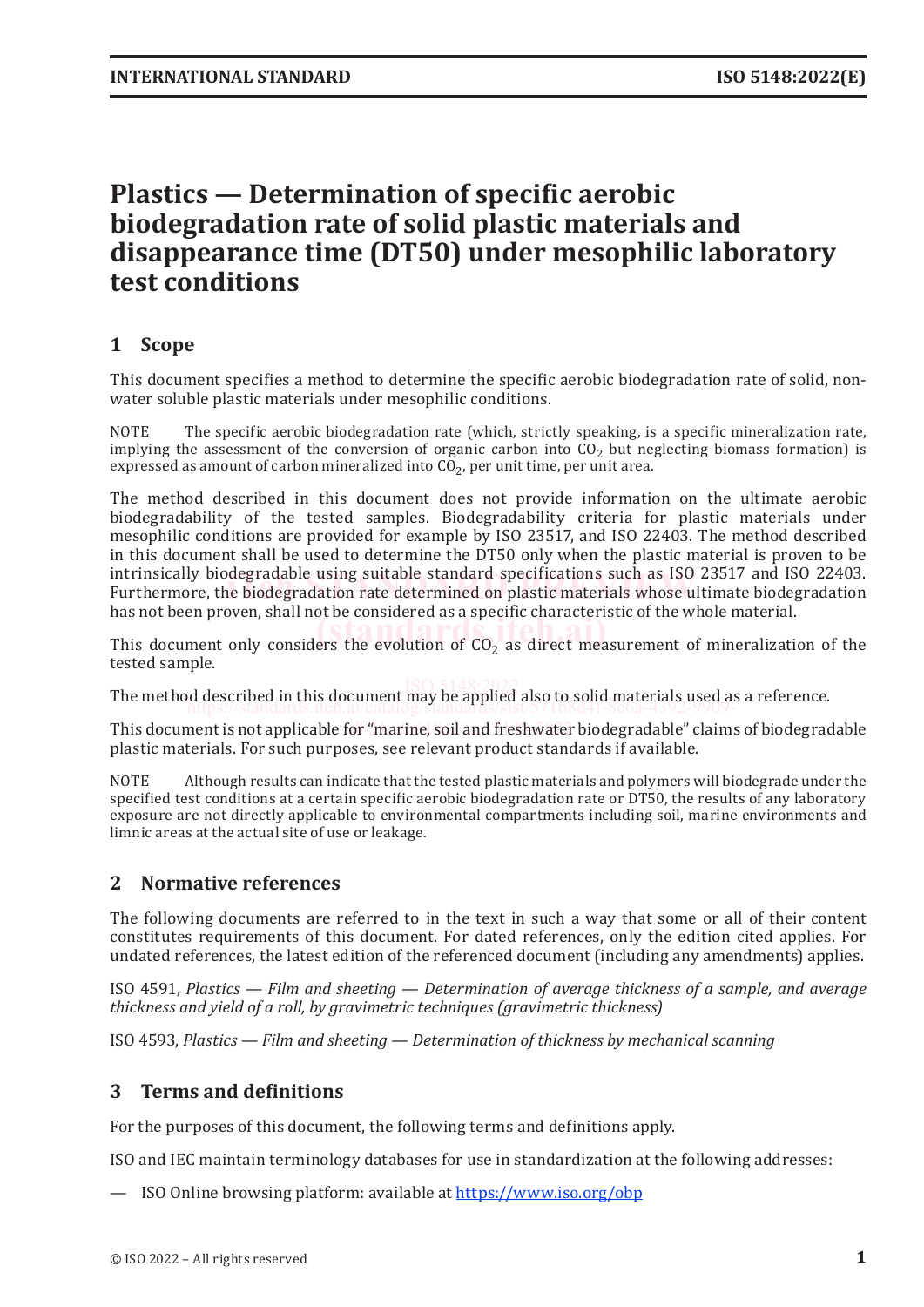# Plastics — Determination of specific aerobic biodegradation rate of solid plastic materials and disappearance time (DT50) under mesophilic laboratory test conditions

## 1 Scope

This document specifies a method to determine the specific aerobic biodegradation rate of solid, non-water soluble plastic materials under mesophilic conditions.

NOTE The specific aerobic biodegradation rate (which, strictly speaking, is a specific mineralization rate, implying the assessment of the conversion of organic carbon into $CO_2$ but neglecting biomass formation) is expressed as amount of carbon mineralized into $CO_2$, per unit time, per unit area.

The method described in this document does not provide information on the ultimate aerobic biodegradability of the tested samples. Biodegradability criteria for plastic materials under mesophilic conditions are provided for example by ISO 23517, and ISO 22403. The method described in this document shall be used to determine the DT50 only when the plastic material is proven to be intrinsically biodegradable using suitable standard specifications such as ISO 23517 and ISO 22403. Furthermore, the biodegradation rate determined on plastic materials whose ultimate biodegradation has not been proven, shall not be considered as a specific characteristic of the whole material.

This document only considers the evolution of $CO_2$ as direct measurement of mineralization of the tested sample.

The method described in this document may be applied also to solid materials used as a reference.

This document is not applicable for "marine, soil and freshwater biodegradable" claims of biodegradable plastic materials. For such purposes, see relevant product standards if available.

NOTE Although results can indicate that the tested plastic materials and polymers will biodegrade under the specified test conditions at a certain specific aerobic biodegradation rate or DT50, the results of any laboratory exposure are not directly applicable to environmental compartments including soil, marine environments and limnic areas at the actual site of use or leakage.

## 2 Normative references

The following documents are referred to in the text in such a way that some or all of their content constitutes requirements of this document. For dated references, only the edition cited applies. For undated references, the latest edition of the referenced document (including any amendments) applies.

ISO 4591, *Plastics — Film and sheeting — Determination of average thickness of a sample, and average thickness and yield of a roll, by gravimetric techniques (gravimetric thickness)*

ISO 4593, *Plastics — Film and sheeting — Determination of thickness by mechanical scanning*

## 3 Terms and definitions

For the purposes of this document, the following terms and definitions apply.

ISO and IEC maintain terminology databases for use in standardization at the following addresses:

— ISO Online browsing platform: available at https://www.iso.org/obp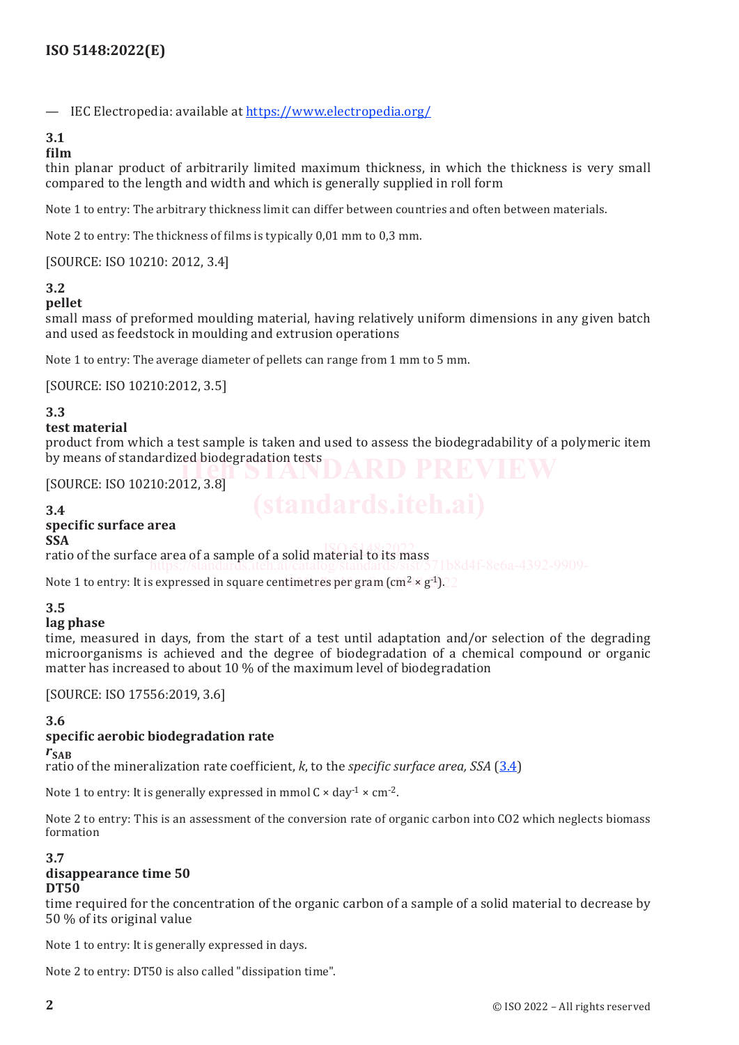— IEC Electropedia: available at https://www.electropedia.org/

**3.1**
**film**
thin planar product of arbitrarily limited maximum thickness, in which the thickness is very small compared to the length and width and which is generally supplied in roll form

Note 1 to entry: The arbitrary thickness limit can differ between countries and often between materials.

Note 2 to entry: The thickness of films is typically 0,01 mm to 0,3 mm.

[SOURCE: ISO 10210: 2012, 3.4]

**3.2**
**pellet**
small mass of preformed moulding material, having relatively uniform dimensions in any given batch and used as feedstock in moulding and extrusion operations

Note 1 to entry: The average diameter of pellets can range from 1 mm to 5 mm.

[SOURCE: ISO 10210:2012, 3.5]

**3.3**
**test material**
product from which a test sample is taken and used to assess the biodegradability of a polymeric item by means of standardized biodegradation tests

[SOURCE: ISO 10210:2012, 3.8]

**3.4**
**specific surface area**
**SSA**
ratio of the surface area of a sample of a solid material to its mass

Note 1 to entry: It is expressed in square centimetres per gram ($cm^2 \times g^{-1}$).

**3.5**
**lag phase**
time, measured in days, from the start of a test until adaptation and/or selection of the degrading microorganisms is achieved and the degree of biodegradation of a chemical compound or organic matter has increased to about 10 % of the maximum level of biodegradation

[SOURCE: ISO 17556:2019, 3.6]

**3.6**
**specific aerobic biodegradation rate**
$r_{SAB}$
ratio of the mineralization rate coefficient, $k$, to the *specific surface area, SSA* (3.4)

Note 1 to entry: It is generally expressed in mmol C × $day^{-1}$ × $cm^{-2}$.

Note 2 to entry: This is an assessment of the conversion rate of organic carbon into CO2 which neglects biomass formation

**3.7**
**disappearance time 50**
**DT50**
time required for the concentration of the organic carbon of a sample of a solid material to decrease by 50 % of its original value

Note 1 to entry: It is generally expressed in days.

Note 2 to entry: DT50 is also called "dissipation time".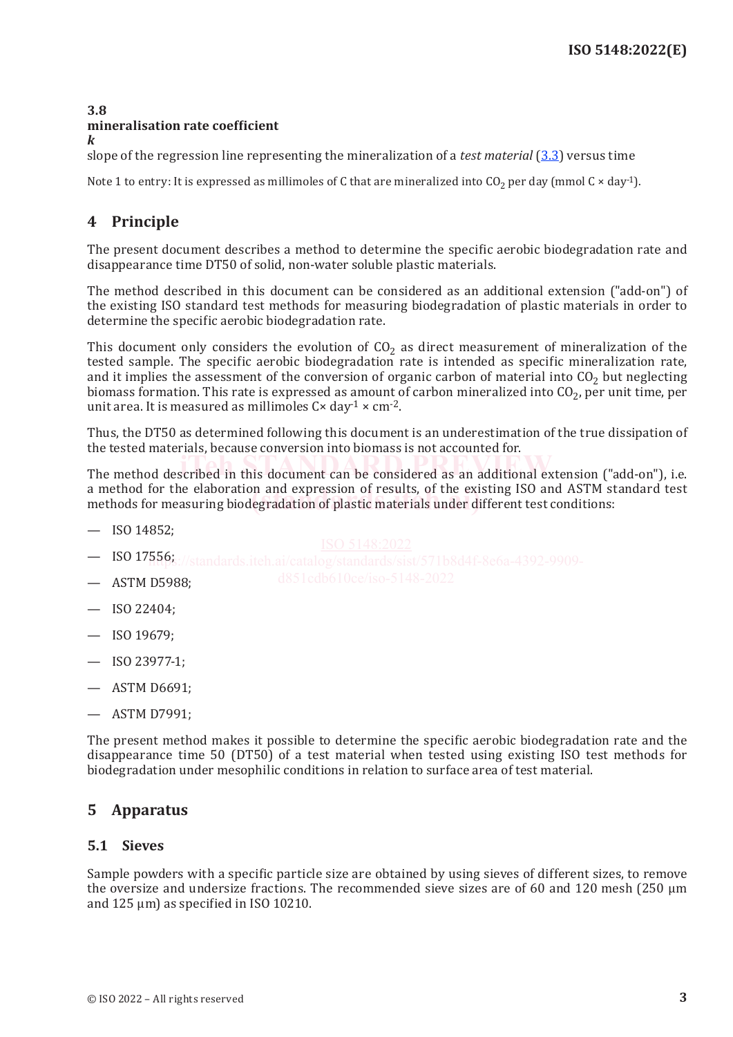**3.8**
**mineralisation rate coefficient**
***k***
slope of the regression line representing the mineralization of a *test material* (3.3) versus time

Note 1 to entry: It is expressed as millimoles of C that are mineralized into $CO_2$ per day (mmol C × day$^{-1}$).

## 4 Principle

The present document describes a method to determine the specific aerobic biodegradation rate and disappearance time DT50 of solid, non-water soluble plastic materials.

The method described in this document can be considered as an additional extension ("add-on") of the existing ISO standard test methods for measuring biodegradation of plastic materials in order to determine the specific aerobic biodegradation rate.

This document only considers the evolution of $CO_2$ as direct measurement of mineralization of the tested sample. The specific aerobic biodegradation rate is intended as specific mineralization rate, and it implies the assessment of the conversion of organic carbon of material into $CO_2$ but neglecting biomass formation. This rate is expressed as amount of carbon mineralized into $CO_2$, per unit time, per unit area. It is measured as millimoles C× day$^{-1}$ × cm$^{-2}$.

Thus, the DT50 as determined following this document is an underestimation of the true dissipation of the tested materials, because conversion into biomass is not accounted for.

The method described in this document can be considered as an additional extension ("add-on"), i.e. a method for the elaboration and expression of results, of the existing ISO and ASTM standard test methods for measuring biodegradation of plastic materials under different test conditions:

- ISO 14852;
- ISO 17556;
- ASTM D5988;
- ISO 22404;
- ISO 19679;
- ISO 23977-1;
- ASTM D6691;
- ASTM D7991;

The present method makes it possible to determine the specific aerobic biodegradation rate and the disappearance time 50 (DT50) of a test material when tested using existing ISO test methods for biodegradation under mesophilic conditions in relation to surface area of test material.

## 5 Apparatus

### 5.1 Sieves

Sample powders with a specific particle size are obtained by using sieves of different sizes, to remove the oversize and undersize fractions. The recommended sieve sizes are of 60 and 120 mesh (250 µm and 125 µm) as specified in ISO 10210.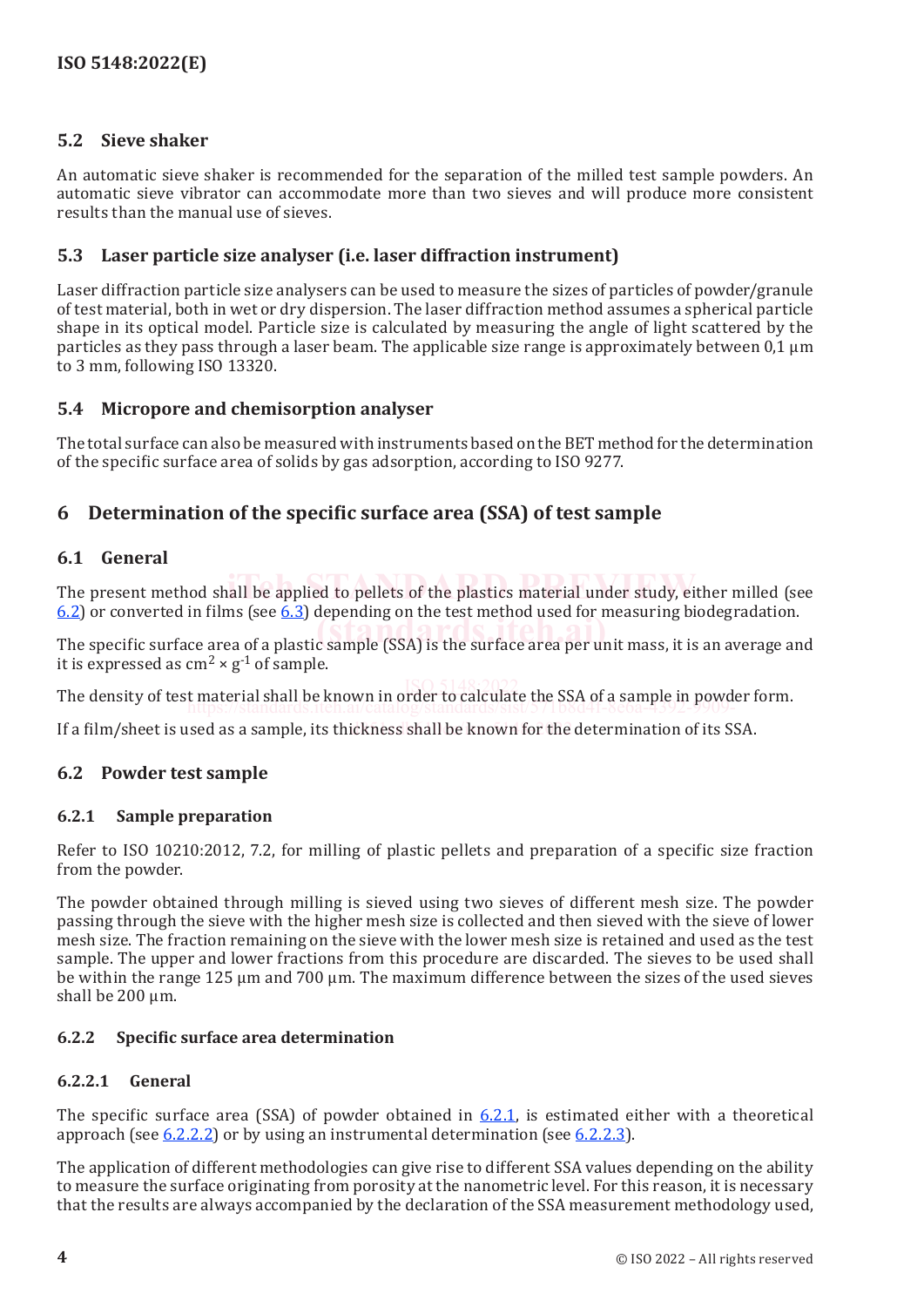### 5.2 Sieve shaker

An automatic sieve shaker is recommended for the separation of the milled test sample powders. An automatic sieve vibrator can accommodate more than two sieves and will produce more consistent results than the manual use of sieves.

### 5.3 Laser particle size analyser (i.e. laser diffraction instrument)

Laser diffraction particle size analysers can be used to measure the sizes of particles of powder/granule of test material, both in wet or dry dispersion. The laser diffraction method assumes a spherical particle shape in its optical model. Particle size is calculated by measuring the angle of light scattered by the particles as they pass through a laser beam. The applicable size range is approximately between 0,1 µm to 3 mm, following ISO 13320.

### 5.4 Micropore and chemisorption analyser

The total surface can also be measured with instruments based on the BET method for the determination of the specific surface area of solids by gas adsorption, according to ISO 9277.

## 6 Determination of the specific surface area (SSA) of test sample

### 6.1 General

The present method shall be applied to pellets of the plastics material under study, either milled (see 6.2) or converted in films (see 6.3) depending on the test method used for measuring biodegradation.

The specific surface area of a plastic sample (SSA) is the surface area per unit mass, it is an average and it is expressed as $cm^2 \times g^{-1}$ of sample.

The density of test material shall be known in order to calculate the SSA of a sample in powder form.

If a film/sheet is used as a sample, its thickness shall be known for the determination of its SSA.

### 6.2 Powder test sample

#### 6.2.1 Sample preparation

Refer to ISO 10210:2012, 7.2, for milling of plastic pellets and preparation of a specific size fraction from the powder.

The powder obtained through milling is sieved using two sieves of different mesh size. The powder passing through the sieve with the higher mesh size is collected and then sieved with the sieve of lower mesh size. The fraction remaining on the sieve with the lower mesh size is retained and used as the test sample. The upper and lower fractions from this procedure are discarded. The sieves to be used shall be within the range 125 µm and 700 µm. The maximum difference between the sizes of the used sieves shall be 200 µm.

#### 6.2.2 Specific surface area determination

##### 6.2.2.1 General

The specific surface area (SSA) of powder obtained in 6.2.1, is estimated either with a theoretical approach (see 6.2.2.2) or by using an instrumental determination (see 6.2.2.3).

The application of different methodologies can give rise to different SSA values depending on the ability to measure the surface originating from porosity at the nanometric level. For this reason, it is necessary that the results are always accompanied by the declaration of the SSA measurement methodology used,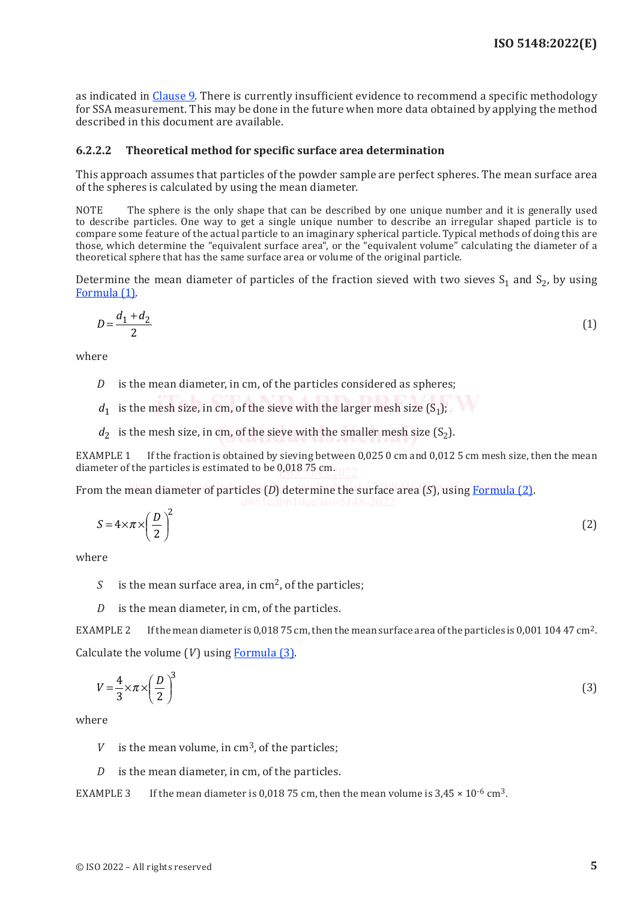as indicated in Clause 9. There is currently insufficient evidence to recommend a specific methodology for SSA measurement. This may be done in the future when more data obtained by applying the method described in this document are available.

#### 6.2.2.2 Theoretical method for specific surface area determination

This approach assumes that particles of the powder sample are perfect spheres. The mean surface area of the spheres is calculated by using the mean diameter.

NOTE The sphere is the only shape that can be described by one unique number and it is generally used to describe particles. One way to get a single unique number to describe an irregular shaped particle is to compare some feature of the actual particle to an imaginary spherical particle. Typical methods of doing this are those, which determine the "equivalent surface area", or the "equivalent volume" calculating the diameter of a theoretical sphere that has the same surface area or volume of the original particle.

Determine the mean diameter of particles of the fraction sieved with two sieves $S_1$ and $S_2$, by using Formula (1).

$$D = \frac{d_1 + d_2}{2} \tag{1}$$

where

- $D$ is the mean diameter, in cm, of the particles considered as spheres;
- $d_1$ is the mesh size, in cm, of the sieve with the larger mesh size ($S_1$);
- $d_2$ is the mesh size, in cm, of the sieve with the smaller mesh size ($S_2$).

EXAMPLE 1 If the fraction is obtained by sieving between 0,025 0 cm and 0,012 5 cm mesh size, then the mean diameter of the particles is estimated to be 0,018 75 cm.

From the mean diameter of particles ($D$) determine the surface area ($S$), using Formula (2).

$$S = 4 \times \pi \times \left(\frac{D}{2}\right)^2 \tag{2}$$

where

- $S$ is the mean surface area, in $cm^2$, of the particles;
- $D$ is the mean diameter, in cm, of the particles.

EXAMPLE 2 If the mean diameter is 0,018 75 cm, then the mean surface area of the particles is 0,001 104 47 $cm^2$.

Calculate the volume ($V$) using Formula (3).

$$V = \frac{4}{3} \times \pi \times \left(\frac{D}{2}\right)^3 \tag{3}$$

where

- $V$ is the mean volume, in $cm^3$, of the particles;
- $D$ is the mean diameter, in cm, of the particles.

EXAMPLE 3 If the mean diameter is 0,018 75 cm, then the mean volume is $3{,}45 \times 10^{-6}$ $cm^3$.